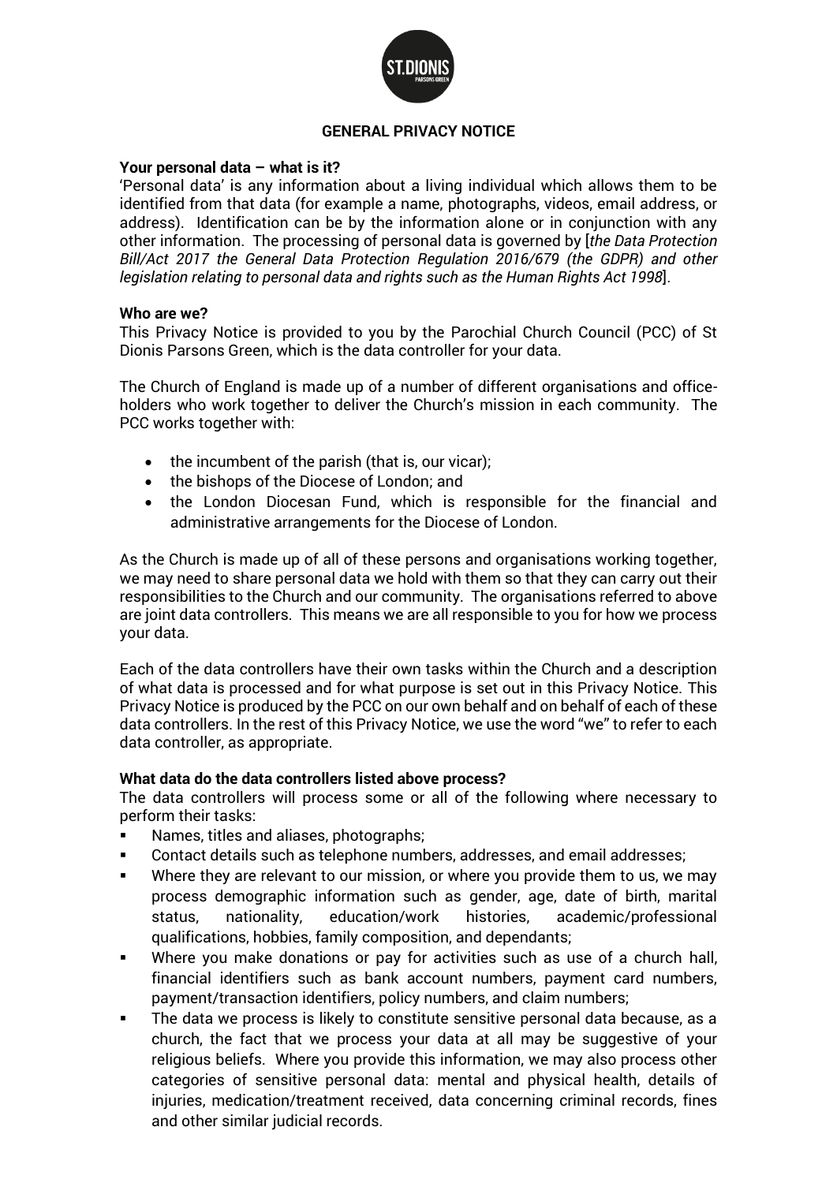# GENERAL PRIVACY NOTICE

**Your personal data – what is it?**

'Personal data' is any information about a living individual which allows them to be identified from that data (for example a name, photographs, videos, email address, or address). Identification can be by the information alone or in conjunction with any other information. The processing of personal data is governed by [*the Data Protection Bill/Act 2017 the General Data Protection Regulation 2016/679 (the GDPR) and other legislation relating to personal data and rights such as the Human Rights Act 1998*].

**Who are we?**

This Privacy Notice is provided to you by the Parochial Church Council (PCC) of St Dionis Parsons Green, which is the data controller for your data.

The Church of England is made up of a number of different organisations and office-holders who work together to deliver the Church's mission in each community. The PCC works together with:

- the incumbent of the parish (that is, our vicar);
- the bishops of the Diocese of London; and
- the London Diocesan Fund, which is responsible for the financial and administrative arrangements for the Diocese of London.

As the Church is made up of all of these persons and organisations working together, we may need to share personal data we hold with them so that they can carry out their responsibilities to the Church and our community. The organisations referred to above are joint data controllers. This means we are all responsible to you for how we process your data.

Each of the data controllers have their own tasks within the Church and a description of what data is processed and for what purpose is set out in this Privacy Notice. This Privacy Notice is produced by the PCC on our own behalf and on behalf of each of these data controllers. In the rest of this Privacy Notice, we use the word "we" to refer to each data controller, as appropriate.

**What data do the data controllers listed above process?**

The data controllers will process some or all of the following where necessary to perform their tasks:

- Names, titles and aliases, photographs;
- Contact details such as telephone numbers, addresses, and email addresses;
- Where they are relevant to our mission, or where you provide them to us, we may process demographic information such as gender, age, date of birth, marital status, nationality, education/work histories, academic/professional qualifications, hobbies, family composition, and dependants;
- Where you make donations or pay for activities such as use of a church hall, financial identifiers such as bank account numbers, payment card numbers, payment/transaction identifiers, policy numbers, and claim numbers;
- The data we process is likely to constitute sensitive personal data because, as a church, the fact that we process your data at all may be suggestive of your religious beliefs. Where you provide this information, we may also process other categories of sensitive personal data: mental and physical health, details of injuries, medication/treatment received, data concerning criminal records, fines and other similar judicial records.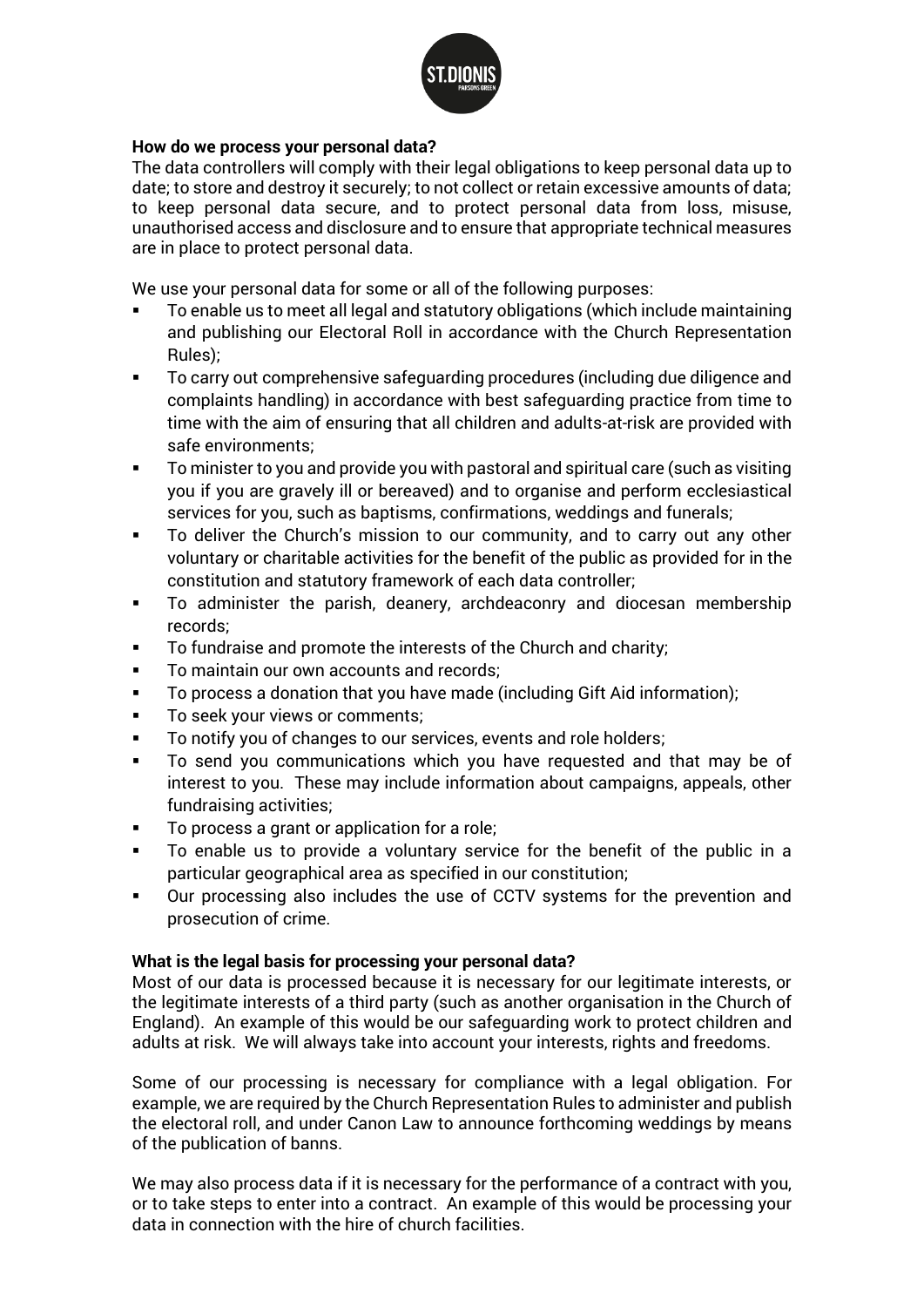**How do we process your personal data?**

The data controllers will comply with their legal obligations to keep personal data up to date; to store and destroy it securely; to not collect or retain excessive amounts of data; to keep personal data secure, and to protect personal data from loss, misuse, unauthorised access and disclosure and to ensure that appropriate technical measures are in place to protect personal data.

We use your personal data for some or all of the following purposes:

- To enable us to meet all legal and statutory obligations (which include maintaining and publishing our Electoral Roll in accordance with the Church Representation Rules);
- To carry out comprehensive safeguarding procedures (including due diligence and complaints handling) in accordance with best safeguarding practice from time to time with the aim of ensuring that all children and adults-at-risk are provided with safe environments;
- To minister to you and provide you with pastoral and spiritual care (such as visiting you if you are gravely ill or bereaved) and to organise and perform ecclesiastical services for you, such as baptisms, confirmations, weddings and funerals;
- To deliver the Church's mission to our community, and to carry out any other voluntary or charitable activities for the benefit of the public as provided for in the constitution and statutory framework of each data controller;
- To administer the parish, deanery, archdeaconry and diocesan membership records;
- To fundraise and promote the interests of the Church and charity;
- To maintain our own accounts and records;
- To process a donation that you have made (including Gift Aid information);
- To seek your views or comments;
- To notify you of changes to our services, events and role holders;
- To send you communications which you have requested and that may be of interest to you. These may include information about campaigns, appeals, other fundraising activities;
- To process a grant or application for a role;
- To enable us to provide a voluntary service for the benefit of the public in a particular geographical area as specified in our constitution;
- Our processing also includes the use of CCTV systems for the prevention and prosecution of crime.

**What is the legal basis for processing your personal data?**

Most of our data is processed because it is necessary for our legitimate interests, or the legitimate interests of a third party (such as another organisation in the Church of England). An example of this would be our safeguarding work to protect children and adults at risk. We will always take into account your interests, rights and freedoms.

Some of our processing is necessary for compliance with a legal obligation. For example, we are required by the Church Representation Rules to administer and publish the electoral roll, and under Canon Law to announce forthcoming weddings by means of the publication of banns.

We may also process data if it is necessary for the performance of a contract with you, or to take steps to enter into a contract. An example of this would be processing your data in connection with the hire of church facilities.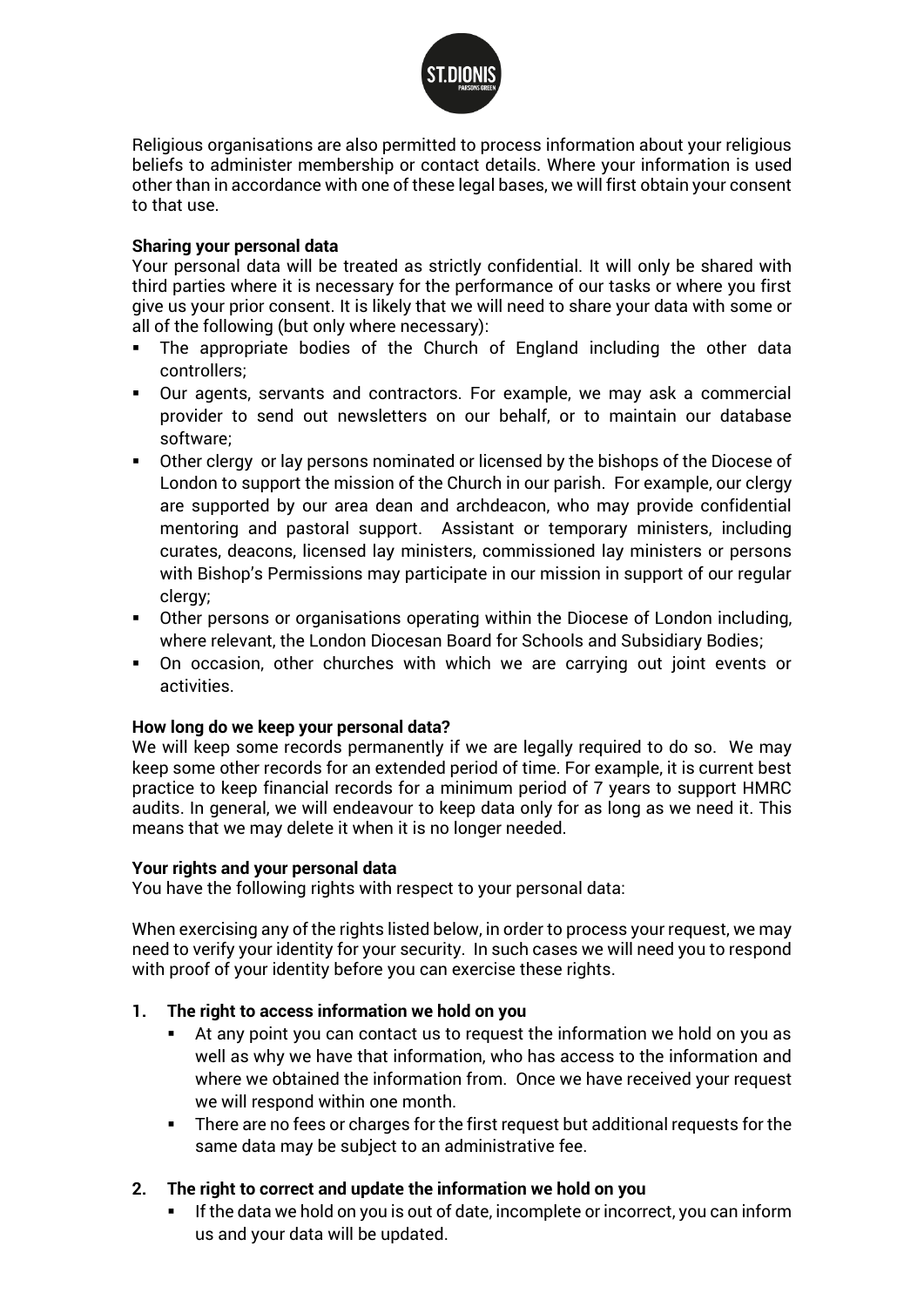Religious organisations are also permitted to process information about your religious beliefs to administer membership or contact details. Where your information is used other than in accordance with one of these legal bases, we will first obtain your consent to that use.

**Sharing your personal data**

Your personal data will be treated as strictly confidential. It will only be shared with third parties where it is necessary for the performance of our tasks or where you first give us your prior consent. It is likely that we will need to share your data with some or all of the following (but only where necessary):

- The appropriate bodies of the Church of England including the other data controllers;
- Our agents, servants and contractors. For example, we may ask a commercial provider to send out newsletters on our behalf, or to maintain our database software;
- Other clergy or lay persons nominated or licensed by the bishops of the Diocese of London to support the mission of the Church in our parish. For example, our clergy are supported by our area dean and archdeacon, who may provide confidential mentoring and pastoral support. Assistant or temporary ministers, including curates, deacons, licensed lay ministers, commissioned lay ministers or persons with Bishop's Permissions may participate in our mission in support of our regular clergy;
- Other persons or organisations operating within the Diocese of London including, where relevant, the London Diocesan Board for Schools and Subsidiary Bodies;
- On occasion, other churches with which we are carrying out joint events or activities.

**How long do we keep your personal data?**

We will keep some records permanently if we are legally required to do so. We may keep some other records for an extended period of time. For example, it is current best practice to keep financial records for a minimum period of 7 years to support HMRC audits. In general, we will endeavour to keep data only for as long as we need it. This means that we may delete it when it is no longer needed.

**Your rights and your personal data**

You have the following rights with respect to your personal data:

When exercising any of the rights listed below, in order to process your request, we may need to verify your identity for your security. In such cases we will need you to respond with proof of your identity before you can exercise these rights.

1. **The right to access information we hold on you**
   - At any point you can contact us to request the information we hold on you as well as why we have that information, who has access to the information and where we obtained the information from. Once we have received your request we will respond within one month.
   - There are no fees or charges for the first request but additional requests for the same data may be subject to an administrative fee.

2. **The right to correct and update the information we hold on you**
   - If the data we hold on you is out of date, incomplete or incorrect, you can inform us and your data will be updated.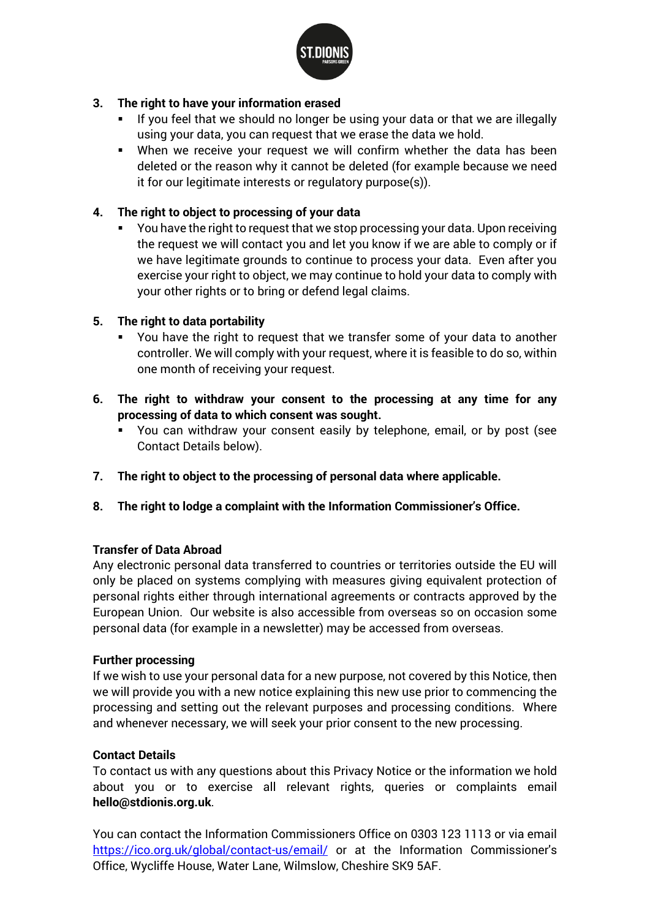3. **The right to have your information erased**
   - If you feel that we should no longer be using your data or that we are illegally using your data, you can request that we erase the data we hold.
   - When we receive your request we will confirm whether the data has been deleted or the reason why it cannot be deleted (for example because we need it for our legitimate interests or regulatory purpose(s)).

4. **The right to object to processing of your data**
   - You have the right to request that we stop processing your data. Upon receiving the request we will contact you and let you know if we are able to comply or if we have legitimate grounds to continue to process your data. Even after you exercise your right to object, we may continue to hold your data to comply with your other rights or to bring or defend legal claims.

5. **The right to data portability**
   - You have the right to request that we transfer some of your data to another controller. We will comply with your request, where it is feasible to do so, within one month of receiving your request.

6. **The right to withdraw your consent to the processing at any time for any processing of data to which consent was sought.**
   - You can withdraw your consent easily by telephone, email, or by post (see Contact Details below).

7. **The right to object to the processing of personal data where applicable.**

8. **The right to lodge a complaint with the Information Commissioner's Office.**

**Transfer of Data Abroad**

Any electronic personal data transferred to countries or territories outside the EU will only be placed on systems complying with measures giving equivalent protection of personal rights either through international agreements or contracts approved by the European Union. Our website is also accessible from overseas so on occasion some personal data (for example in a newsletter) may be accessed from overseas.

**Further processing**

If we wish to use your personal data for a new purpose, not covered by this Notice, then we will provide you with a new notice explaining this new use prior to commencing the processing and setting out the relevant purposes and processing conditions. Where and whenever necessary, we will seek your prior consent to the new processing.

**Contact Details**

To contact us with any questions about this Privacy Notice or the information we hold about you or to exercise all relevant rights, queries or complaints email **hello@stdionis.org.uk**.

You can contact the Information Commissioners Office on 0303 123 1113 or via email https://ico.org.uk/global/contact-us/email/ or at the Information Commissioner's Office, Wycliffe House, Water Lane, Wilmslow, Cheshire SK9 5AF.